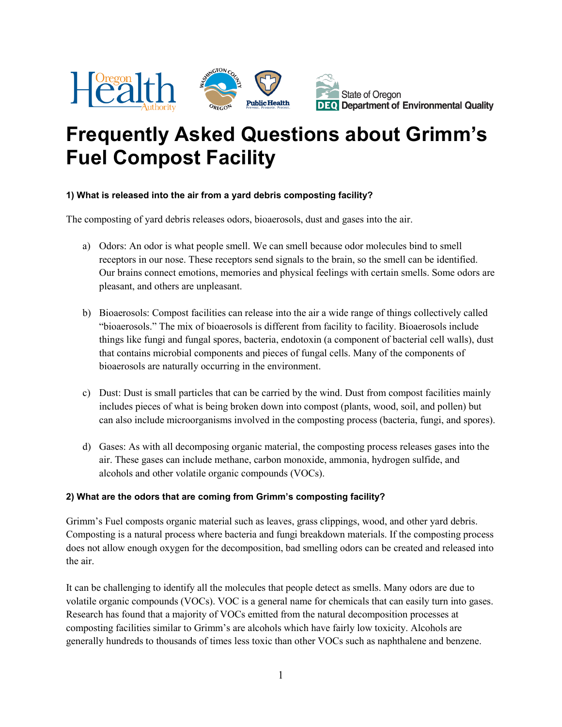# Frequently Asked Questions about Grimm's Fuel Compost Facility

**1) What is released into the air from a yard debris composting facility?**

The composting of yard debris releases odors, bioaerosols, dust and gases into the air.

a) Odors: An odor is what people smell. We can smell because odor molecules bind to smell receptors in our nose. These receptors send signals to the brain, so the smell can be identified. Our brains connect emotions, memories and physical feelings with certain smells. Some odors are pleasant, and others are unpleasant.

b) Bioaerosols: Compost facilities can release into the air a wide range of things collectively called "bioaerosols." The mix of bioaerosols is different from facility to facility. Bioaerosols include things like fungi and fungal spores, bacteria, endotoxin (a component of bacterial cell walls), dust that contains microbial components and pieces of fungal cells. Many of the components of bioaerosols are naturally occurring in the environment.

c) Dust: Dust is small particles that can be carried by the wind. Dust from compost facilities mainly includes pieces of what is being broken down into compost (plants, wood, soil, and pollen) but can also include microorganisms involved in the composting process (bacteria, fungi, and spores).

d) Gases: As with all decomposing organic material, the composting process releases gases into the air. These gases can include methane, carbon monoxide, ammonia, hydrogen sulfide, and alcohols and other volatile organic compounds (VOCs).

**2) What are the odors that are coming from Grimm's composting facility?**

Grimm's Fuel composts organic material such as leaves, grass clippings, wood, and other yard debris. Composting is a natural process where bacteria and fungi breakdown materials. If the composting process does not allow enough oxygen for the decomposition, bad smelling odors can be created and released into the air.

It can be challenging to identify all the molecules that people detect as smells. Many odors are due to volatile organic compounds (VOCs). VOC is a general name for chemicals that can easily turn into gases. Research has found that a majority of VOCs emitted from the natural decomposition processes at composting facilities similar to Grimm's are alcohols which have fairly low toxicity. Alcohols are generally hundreds to thousands of times less toxic than other VOCs such as naphthalene and benzene.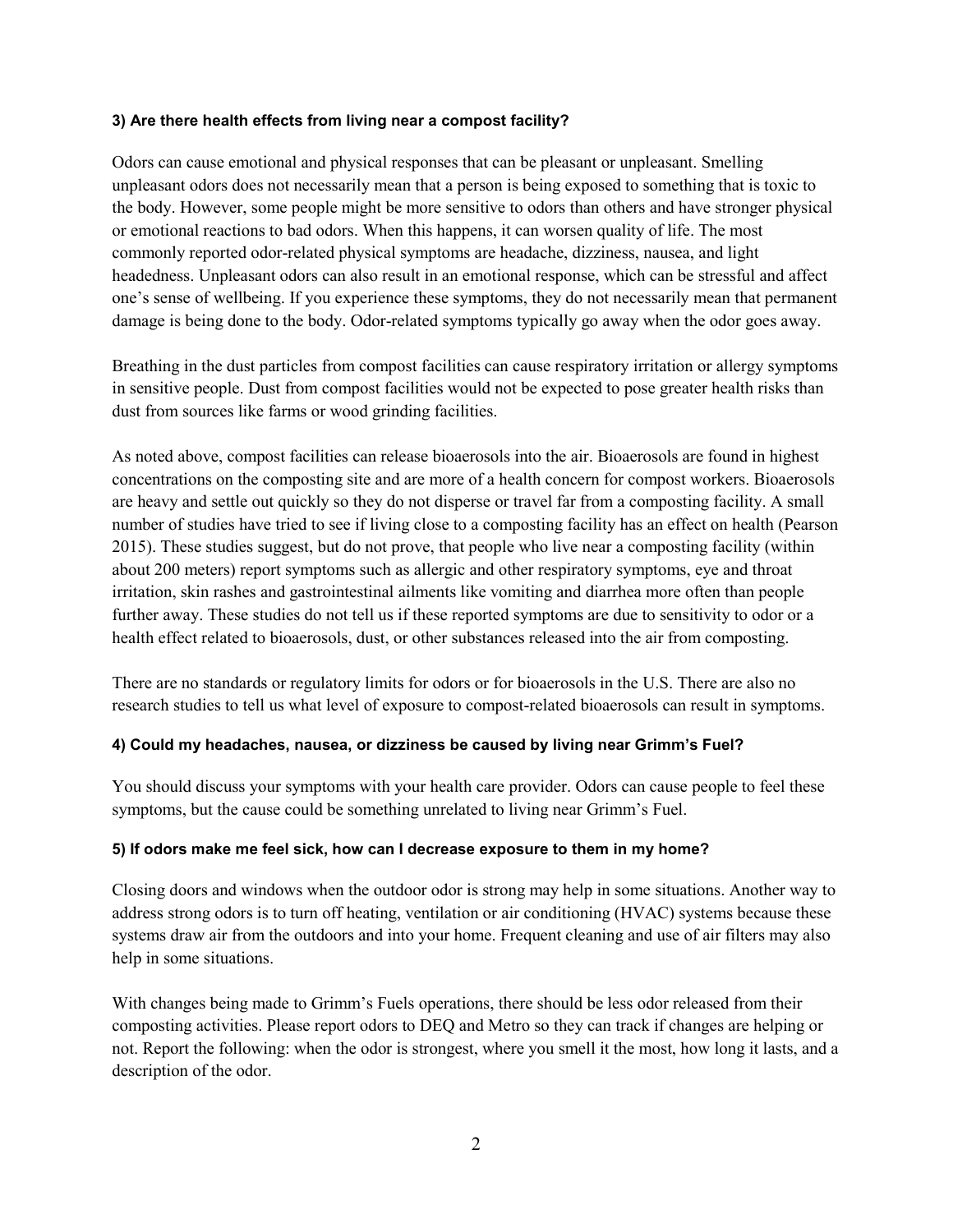**3) Are there health effects from living near a compost facility?**

Odors can cause emotional and physical responses that can be pleasant or unpleasant. Smelling unpleasant odors does not necessarily mean that a person is being exposed to something that is toxic to the body. However, some people might be more sensitive to odors than others and have stronger physical or emotional reactions to bad odors. When this happens, it can worsen quality of life. The most commonly reported odor-related physical symptoms are headache, dizziness, nausea, and light headedness. Unpleasant odors can also result in an emotional response, which can be stressful and affect one's sense of wellbeing. If you experience these symptoms, they do not necessarily mean that permanent damage is being done to the body. Odor-related symptoms typically go away when the odor goes away.

Breathing in the dust particles from compost facilities can cause respiratory irritation or allergy symptoms in sensitive people. Dust from compost facilities would not be expected to pose greater health risks than dust from sources like farms or wood grinding facilities.

As noted above, compost facilities can release bioaerosols into the air. Bioaerosols are found in highest concentrations on the composting site and are more of a health concern for compost workers. Bioaerosols are heavy and settle out quickly so they do not disperse or travel far from a composting facility. A small number of studies have tried to see if living close to a composting facility has an effect on health (Pearson 2015). These studies suggest, but do not prove, that people who live near a composting facility (within about 200 meters) report symptoms such as allergic and other respiratory symptoms, eye and throat irritation, skin rashes and gastrointestinal ailments like vomiting and diarrhea more often than people further away. These studies do not tell us if these reported symptoms are due to sensitivity to odor or a health effect related to bioaerosols, dust, or other substances released into the air from composting.

There are no standards or regulatory limits for odors or for bioaerosols in the U.S. There are also no research studies to tell us what level of exposure to compost-related bioaerosols can result in symptoms.

**4) Could my headaches, nausea, or dizziness be caused by living near Grimm's Fuel?**

You should discuss your symptoms with your health care provider. Odors can cause people to feel these symptoms, but the cause could be something unrelated to living near Grimm's Fuel.

**5) If odors make me feel sick, how can I decrease exposure to them in my home?**

Closing doors and windows when the outdoor odor is strong may help in some situations. Another way to address strong odors is to turn off heating, ventilation or air conditioning (HVAC) systems because these systems draw air from the outdoors and into your home. Frequent cleaning and use of air filters may also help in some situations.

With changes being made to Grimm's Fuels operations, there should be less odor released from their composting activities. Please report odors to DEQ and Metro so they can track if changes are helping or not. Report the following: when the odor is strongest, where you smell it the most, how long it lasts, and a description of the odor.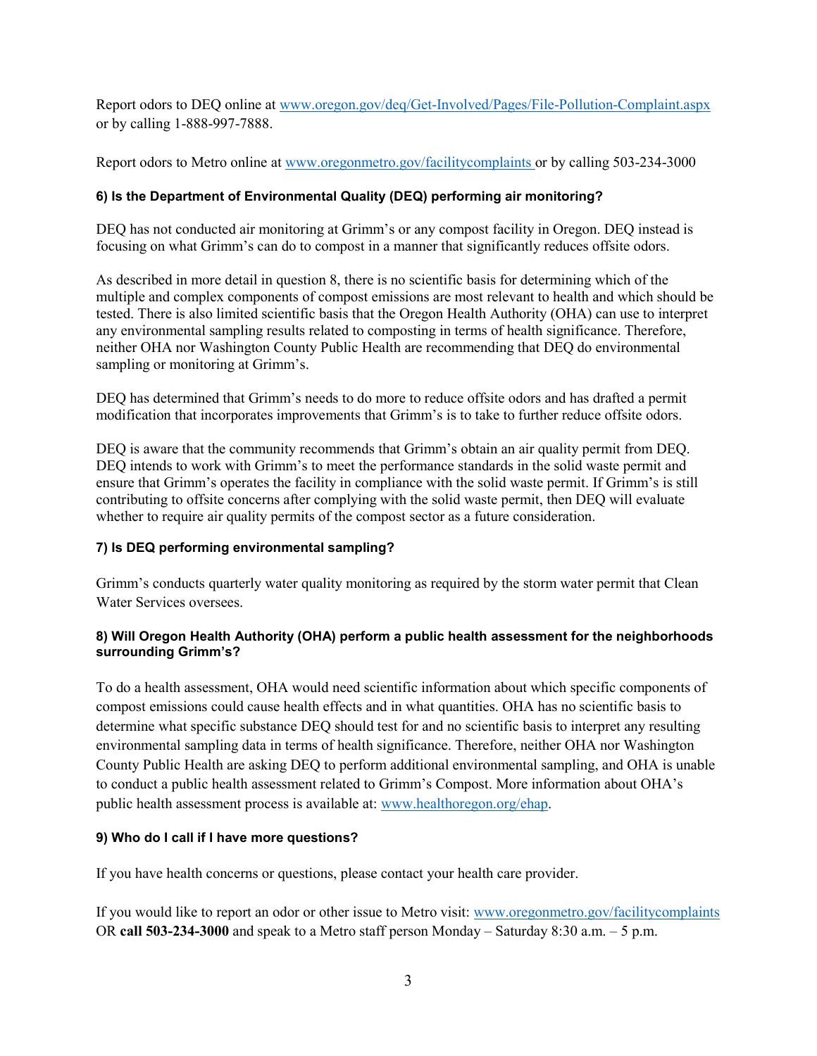Report odors to DEQ online at [www.oregon.gov/deq/Get-Involved/Pages/File-Pollution-Complaint.aspx](www.oregon.gov/deq/Get-Involved/Pages/File-Pollution-Complaint.aspx) or by calling 1-888-997-7888.

Report odors to Metro online at [www.oregonmetro.gov/facilitycomplaints](www.oregonmetro.gov/facilitycomplaints) or by calling 503-234-3000

### 6) Is the Department of Environmental Quality (DEQ) performing air monitoring?

DEQ has not conducted air monitoring at Grimm's or any compost facility in Oregon. DEQ instead is focusing on what Grimm's can do to compost in a manner that significantly reduces offsite odors.

As described in more detail in question 8, there is no scientific basis for determining which of the multiple and complex components of compost emissions are most relevant to health and which should be tested. There is also limited scientific basis that the Oregon Health Authority (OHA) can use to interpret any environmental sampling results related to composting in terms of health significance. Therefore, neither OHA nor Washington County Public Health are recommending that DEQ do environmental sampling or monitoring at Grimm's.

DEQ has determined that Grimm's needs to do more to reduce offsite odors and has drafted a permit modification that incorporates improvements that Grimm's is to take to further reduce offsite odors.

DEQ is aware that the community recommends that Grimm's obtain an air quality permit from DEQ. DEQ intends to work with Grimm's to meet the performance standards in the solid waste permit and ensure that Grimm's operates the facility in compliance with the solid waste permit. If Grimm's is still contributing to offsite concerns after complying with the solid waste permit, then DEQ will evaluate whether to require air quality permits of the compost sector as a future consideration.

### 7) Is DEQ performing environmental sampling?

Grimm's conducts quarterly water quality monitoring as required by the storm water permit that Clean Water Services oversees.

### 8) Will Oregon Health Authority (OHA) perform a public health assessment for the neighborhoods surrounding Grimm's?

To do a health assessment, OHA would need scientific information about which specific components of compost emissions could cause health effects and in what quantities. OHA has no scientific basis to determine what specific substance DEQ should test for and no scientific basis to interpret any resulting environmental sampling data in terms of health significance. Therefore, neither OHA nor Washington County Public Health are asking DEQ to perform additional environmental sampling, and OHA is unable to conduct a public health assessment related to Grimm's Compost. More information about OHA's public health assessment process is available at: [www.healthoregon.org/ehap](www.healthoregon.org/ehap).

### 9) Who do I call if I have more questions?

If you have health concerns or questions, please contact your health care provider.

If you would like to report an odor or other issue to Metro visit: [www.oregonmetro.gov/facilitycomplaints](www.oregonmetro.gov/facilitycomplaints) OR **call 503-234-3000** and speak to a Metro staff person Monday – Saturday 8:30 a.m. – 5 p.m.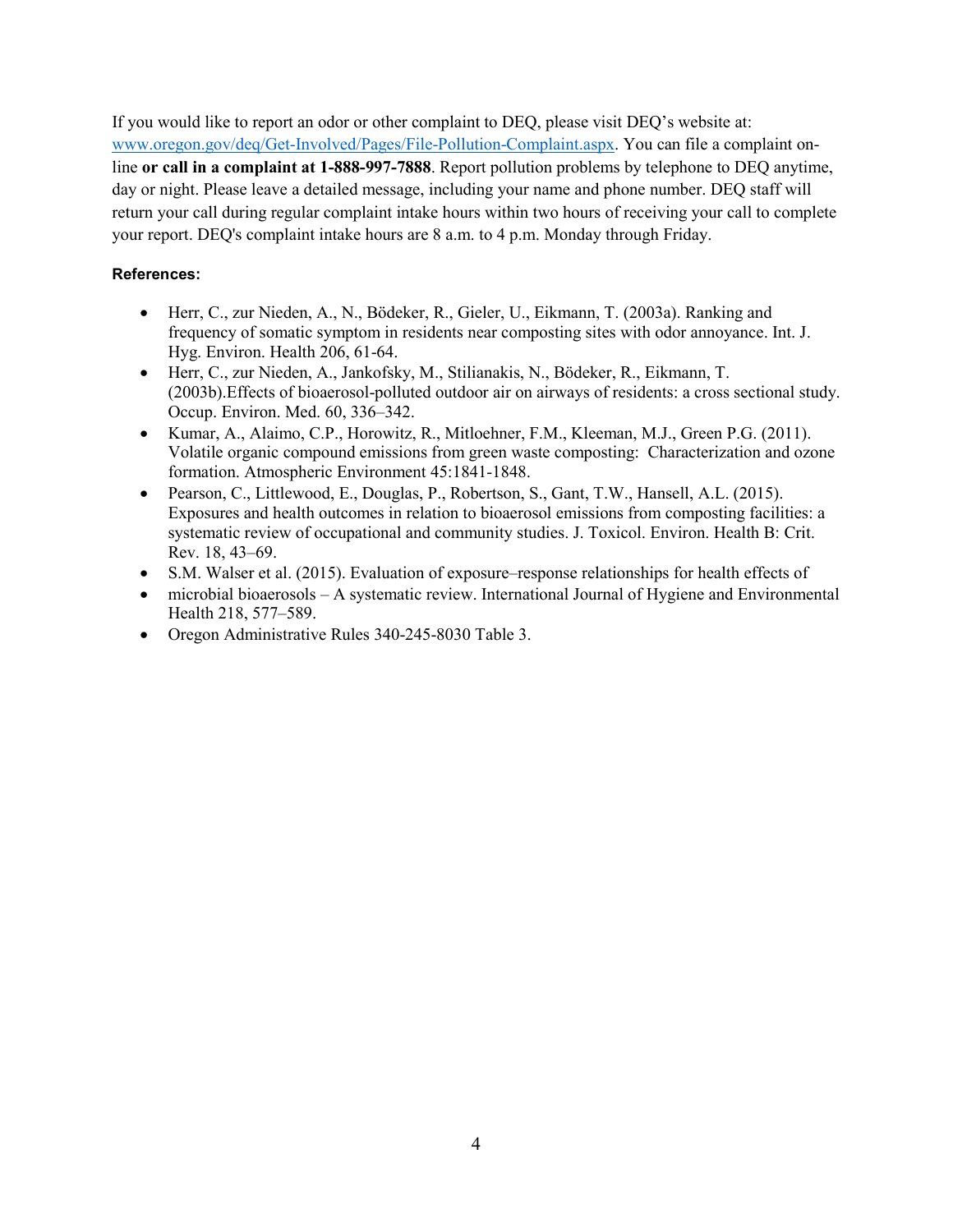If you would like to report an odor or other complaint to DEQ, please visit DEQ's website at: [www.oregon.gov/deq/Get-Involved/Pages/File-Pollution-Complaint.aspx](www.oregon.gov/deq/Get-Involved/Pages/File-Pollution-Complaint.aspx). You can file a complaint on-line **or call in a complaint at 1-888-997-7888**. Report pollution problems by telephone to DEQ anytime, day or night. Please leave a detailed message, including your name and phone number. DEQ staff will return your call during regular complaint intake hours within two hours of receiving your call to complete your report. DEQ's complaint intake hours are 8 a.m. to 4 p.m. Monday through Friday.

**References:**

- Herr, C., zur Nieden, A., N., Bödeker, R., Gieler, U., Eikmann, T. (2003a). Ranking and frequency of somatic symptom in residents near composting sites with odor annoyance. Int. J. Hyg. Environ. Health 206, 61-64.
- Herr, C., zur Nieden, A., Jankofsky, M., Stilianakis, N., Bödeker, R., Eikmann, T. (2003b).Effects of bioaerosol-polluted outdoor air on airways of residents: a cross sectional study. Occup. Environ. Med. 60, 336–342.
- Kumar, A., Alaimo, C.P., Horowitz, R., Mitloehner, F.M., Kleeman, M.J., Green P.G. (2011). Volatile organic compound emissions from green waste composting: Characterization and ozone formation. Atmospheric Environment 45:1841-1848.
- Pearson, C., Littlewood, E., Douglas, P., Robertson, S., Gant, T.W., Hansell, A.L. (2015). Exposures and health outcomes in relation to bioaerosol emissions from composting facilities: a systematic review of occupational and community studies. J. Toxicol. Environ. Health B: Crit. Rev. 18, 43–69.
- S.M. Walser et al. (2015). Evaluation of exposure–response relationships for health effects of
- microbial bioaerosols – A systematic review. International Journal of Hygiene and Environmental Health 218, 577–589.
- Oregon Administrative Rules 340-245-8030 Table 3.